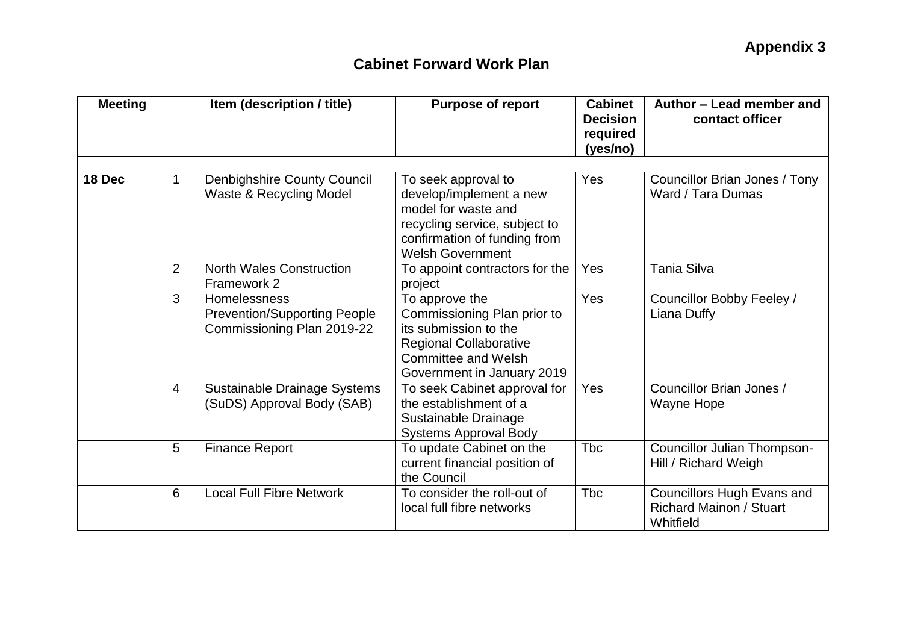**Appendix 3**

# Cabinet Forward Work Plan

| Meeting | Item (description / title) | | Purpose of report | Cabinet Decision required (yes/no) | Author – Lead member and contact officer |
|---|---|---|---|---|---|
| | | | | | |
| **18 Dec** | 1 | Denbighshire County Council Waste & Recycling Model | To seek approval to develop/implement a new model for waste and recycling service, subject to confirmation of funding from Welsh Government | Yes | Councillor Brian Jones / Tony Ward / Tara Dumas |
| | 2 | North Wales Construction Framework 2 | To appoint contractors for the project | Yes | Tania Silva |
| | 3 | Homelessness Prevention/Supporting People Commissioning Plan 2019-22 | To approve the Commissioning Plan prior to its submission to the Regional Collaborative Committee and Welsh Government in January 2019 | Yes | Councillor Bobby Feeley / Liana Duffy |
| | 4 | Sustainable Drainage Systems (SuDS) Approval Body (SAB) | To seek Cabinet approval for the establishment of a Sustainable Drainage Systems Approval Body | Yes | Councillor Brian Jones / Wayne Hope |
| | 5 | Finance Report | To update Cabinet on the current financial position of the Council | Tbc | Councillor Julian Thompson-Hill / Richard Weigh |
| | 6 | Local Full Fibre Network | To consider the roll-out of local full fibre networks | Tbc | Councillors Hugh Evans and Richard Mainon / Stuart Whitfield |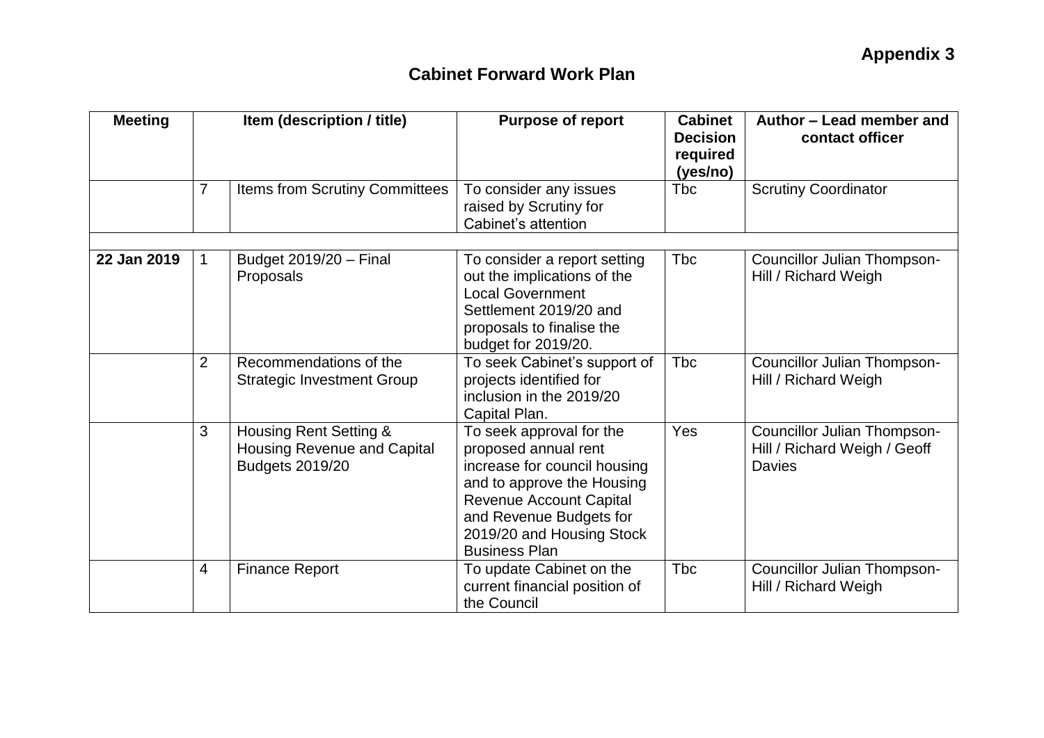**Appendix 3**

## Cabinet Forward Work Plan

| Meeting | Item (description / title) | | Purpose of report | Cabinet Decision required (yes/no) | Author – Lead member and contact officer |
|---|---|---|---|---|---|
| | 7 | Items from Scrutiny Committees | To consider any issues raised by Scrutiny for Cabinet's attention | Tbc | Scrutiny Coordinator |
| | | | | | |
| **22 Jan 2019** | 1 | Budget 2019/20 – Final Proposals | To consider a report setting out the implications of the Local Government Settlement 2019/20 and proposals to finalise the budget for 2019/20. | Tbc | Councillor Julian Thompson-Hill / Richard Weigh |
| | 2 | Recommendations of the Strategic Investment Group | To seek Cabinet's support of projects identified for inclusion in the 2019/20 Capital Plan. | Tbc | Councillor Julian Thompson-Hill / Richard Weigh |
| | 3 | Housing Rent Setting & Housing Revenue and Capital Budgets 2019/20 | To seek approval for the proposed annual rent increase for council housing and to approve the Housing Revenue Account Capital and Revenue Budgets for 2019/20 and Housing Stock Business Plan | Yes | Councillor Julian Thompson-Hill / Richard Weigh / Geoff Davies |
| | 4 | Finance Report | To update Cabinet on the current financial position of the Council | Tbc | Councillor Julian Thompson-Hill / Richard Weigh |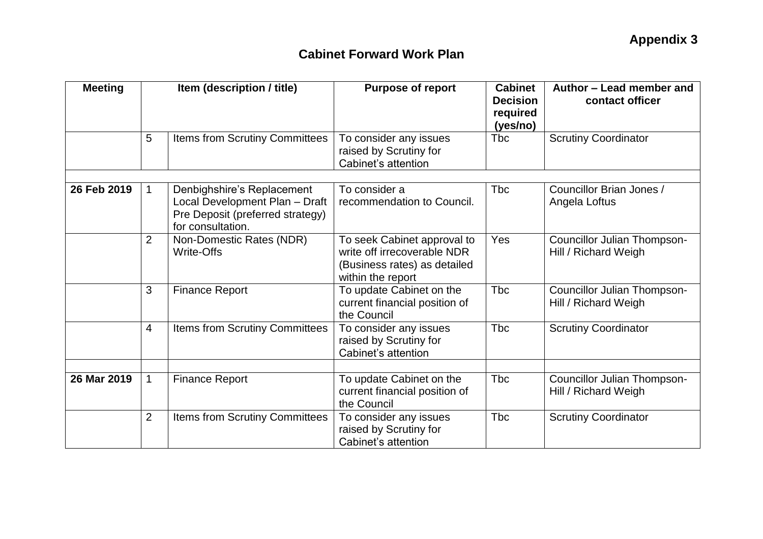**Appendix 3**

# Cabinet Forward Work Plan

| Meeting | Item (description / title) | | Purpose of report | Cabinet Decision required (yes/no) | Author – Lead member and contact officer |
|---|---|---|---|---|---|
| | 5 | Items from Scrutiny Committees | To consider any issues raised by Scrutiny for Cabinet's attention | Tbc | Scrutiny Coordinator |
| | | | | | |
| **26 Feb 2019** | 1 | Denbighshire's Replacement Local Development Plan – Draft Pre Deposit (preferred strategy) for consultation. | To consider a recommendation to Council. | Tbc | Councillor Brian Jones / Angela Loftus |
| | 2 | Non-Domestic Rates (NDR) Write-Offs | To seek Cabinet approval to write off irrecoverable NDR (Business rates) as detailed within the report | Yes | Councillor Julian Thompson-Hill / Richard Weigh |
| | 3 | Finance Report | To update Cabinet on the current financial position of the Council | Tbc | Councillor Julian Thompson-Hill / Richard Weigh |
| | 4 | Items from Scrutiny Committees | To consider any issues raised by Scrutiny for Cabinet's attention | Tbc | Scrutiny Coordinator |
| | | | | | |
| **26 Mar 2019** | 1 | Finance Report | To update Cabinet on the current financial position of the Council | Tbc | Councillor Julian Thompson-Hill / Richard Weigh |
| | 2 | Items from Scrutiny Committees | To consider any issues raised by Scrutiny for Cabinet's attention | Tbc | Scrutiny Coordinator |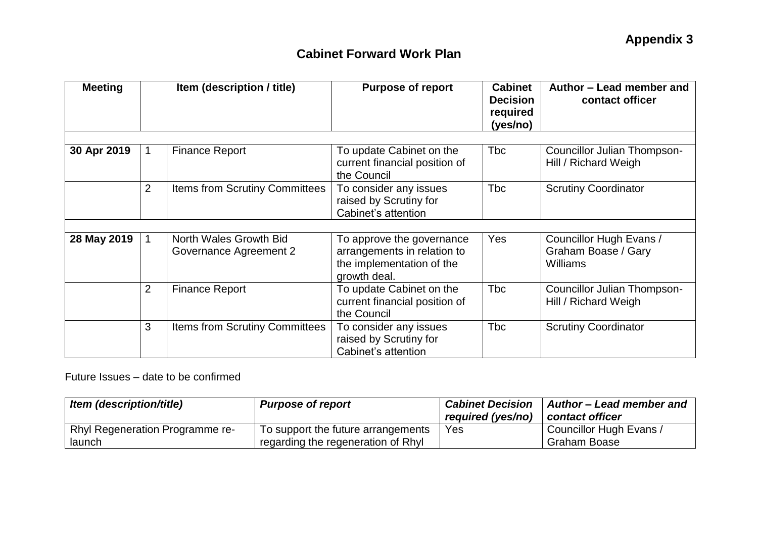**Appendix 3**

## Cabinet Forward Work Plan

| Meeting | | Item (description / title) | Purpose of report | Cabinet Decision required (yes/no) | Author – Lead member and contact officer |
|---|---|---|---|---|---|
| | | | | | |
| **30 Apr 2019** | 1 | Finance Report | To update Cabinet on the current financial position of the Council | Tbc | Councillor Julian Thompson-Hill / Richard Weigh |
| | 2 | Items from Scrutiny Committees | To consider any issues raised by Scrutiny for Cabinet's attention | Tbc | Scrutiny Coordinator |
| | | | | | |
| **28 May 2019** | 1 | North Wales Growth Bid Governance Agreement 2 | To approve the governance arrangements in relation to the implementation of the growth deal. | Yes | Councillor Hugh Evans / Graham Boase / Gary Williams |
| | 2 | Finance Report | To update Cabinet on the current financial position of the Council | Tbc | Councillor Julian Thompson-Hill / Richard Weigh |
| | 3 | Items from Scrutiny Committees | To consider any issues raised by Scrutiny for Cabinet's attention | Tbc | Scrutiny Coordinator |

Future Issues – date to be confirmed

| ***Item (description/title)*** | ***Purpose of report*** | ***Cabinet Decision required (yes/no)*** | ***Author – Lead member and contact officer*** |
|---|---|---|---|
| Rhyl Regeneration Programme re-launch | To support the future arrangements regarding the regeneration of Rhyl | Yes | Councillor Hugh Evans / Graham Boase |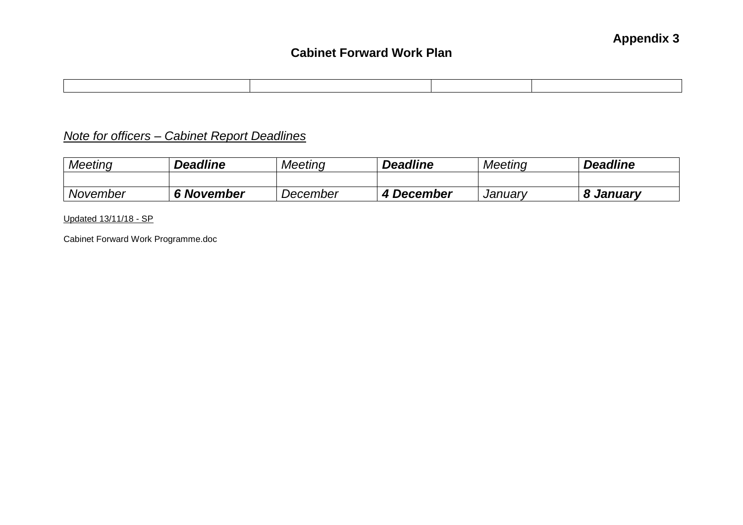**Appendix 3**

## Cabinet Forward Work Plan

| | | | |
|---|---|---|---|

*Note for officers – Cabinet Report Deadlines*

| *Meeting* | ***Deadline*** | *Meeting* | ***Deadline*** | *Meeting* | ***Deadline*** |
|---|---|---|---|---|---|
| | | | | | |
| *November* | ***6 November*** | *December* | ***4 December*** | *January* | ***8 January*** |

Updated 13/11/18 - SP

Cabinet Forward Work Programme.doc